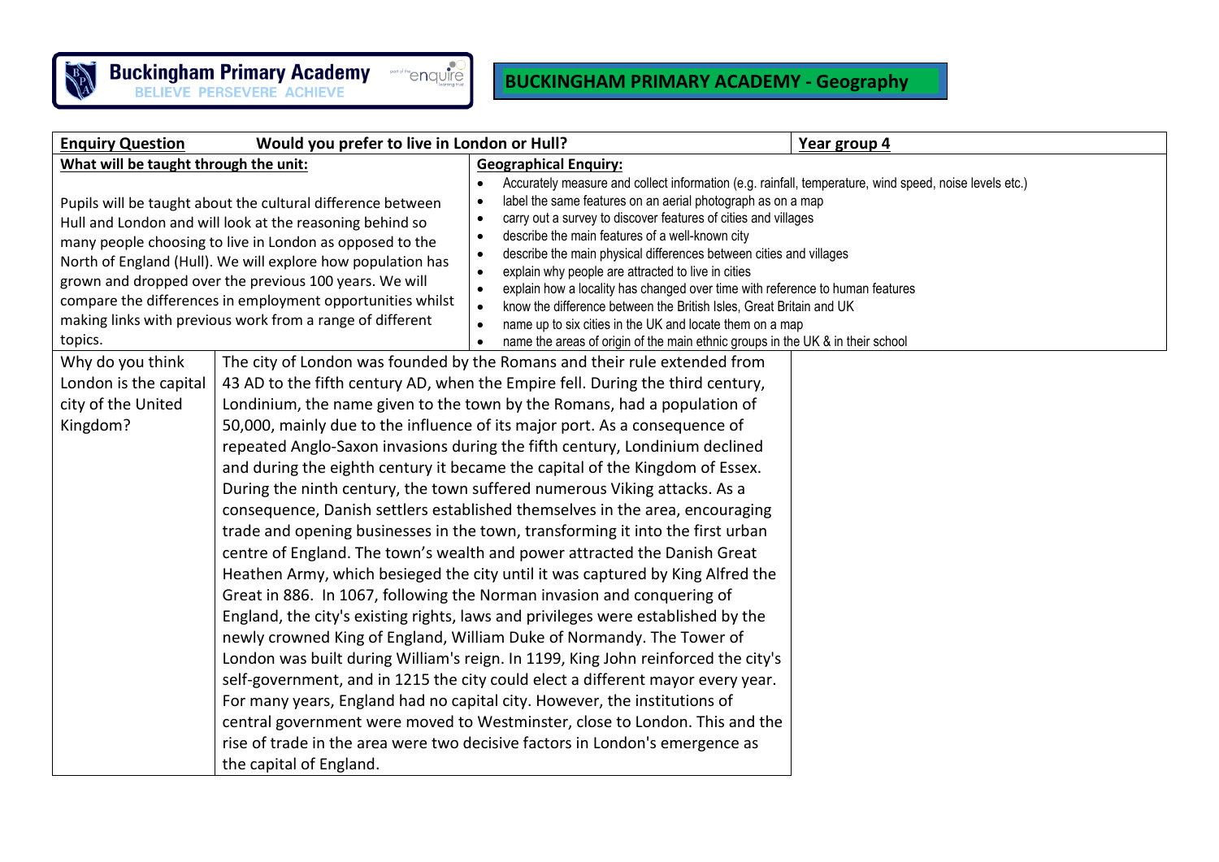Buckingham Primary Academy
BELIEVE PERSEVERE ACHIEVE

# BUCKINGHAM PRIMARY ACADEMY - Geography

| **Enquiry Question** | **Would you prefer to live in London or Hull?** | **Year group 4** |
|---|---|---|

**What will be taught through the unit:**

Pupils will be taught about the cultural difference between Hull and London and will look at the reasoning behind so many people choosing to live in London as opposed to the North of England (Hull). We will explore how population has grown and dropped over the previous 100 years. We will compare the differences in employment opportunities whilst making links with previous work from a range of different topics.

**Geographical Enquiry:**

- Accurately measure and collect information (e.g. rainfall, temperature, wind speed, noise levels etc.)
- label the same features on an aerial photograph as on a map
- carry out a survey to discover features of cities and villages
- describe the main features of a well-known city
- describe the main physical differences between cities and villages
- explain why people are attracted to live in cities
- explain how a locality has changed over time with reference to human features
- know the difference between the British Isles, Great Britain and UK
- name up to six cities in the UK and locate them on a map
- name the areas of origin of the main ethnic groups in the UK & in their school

| | |
|---|---|
| Why do you think London is the capital city of the United Kingdom? | The city of London was founded by the Romans and their rule extended from 43 AD to the fifth century AD, when the Empire fell. During the third century, Londinium, the name given to the town by the Romans, had a population of 50,000, mainly due to the influence of its major port. As a consequence of repeated Anglo-Saxon invasions during the fifth century, Londinium declined and during the eighth century it became the capital of the Kingdom of Essex. During the ninth century, the town suffered numerous Viking attacks. As a consequence, Danish settlers established themselves in the area, encouraging trade and opening businesses in the town, transforming it into the first urban centre of England. The town's wealth and power attracted the Danish Great Heathen Army, which besieged the city until it was captured by King Alfred the Great in 886. In 1067, following the Norman invasion and conquering of England, the city's existing rights, laws and privileges were established by the newly crowned King of England, William Duke of Normandy. The Tower of London was built during William's reign. In 1199, King John reinforced the city's self-government, and in 1215 the city could elect a different mayor every year. For many years, England had no capital city. However, the institutions of central government were moved to Westminster, close to London. This and the rise of trade in the area were two decisive factors in London's emergence as the capital of England. |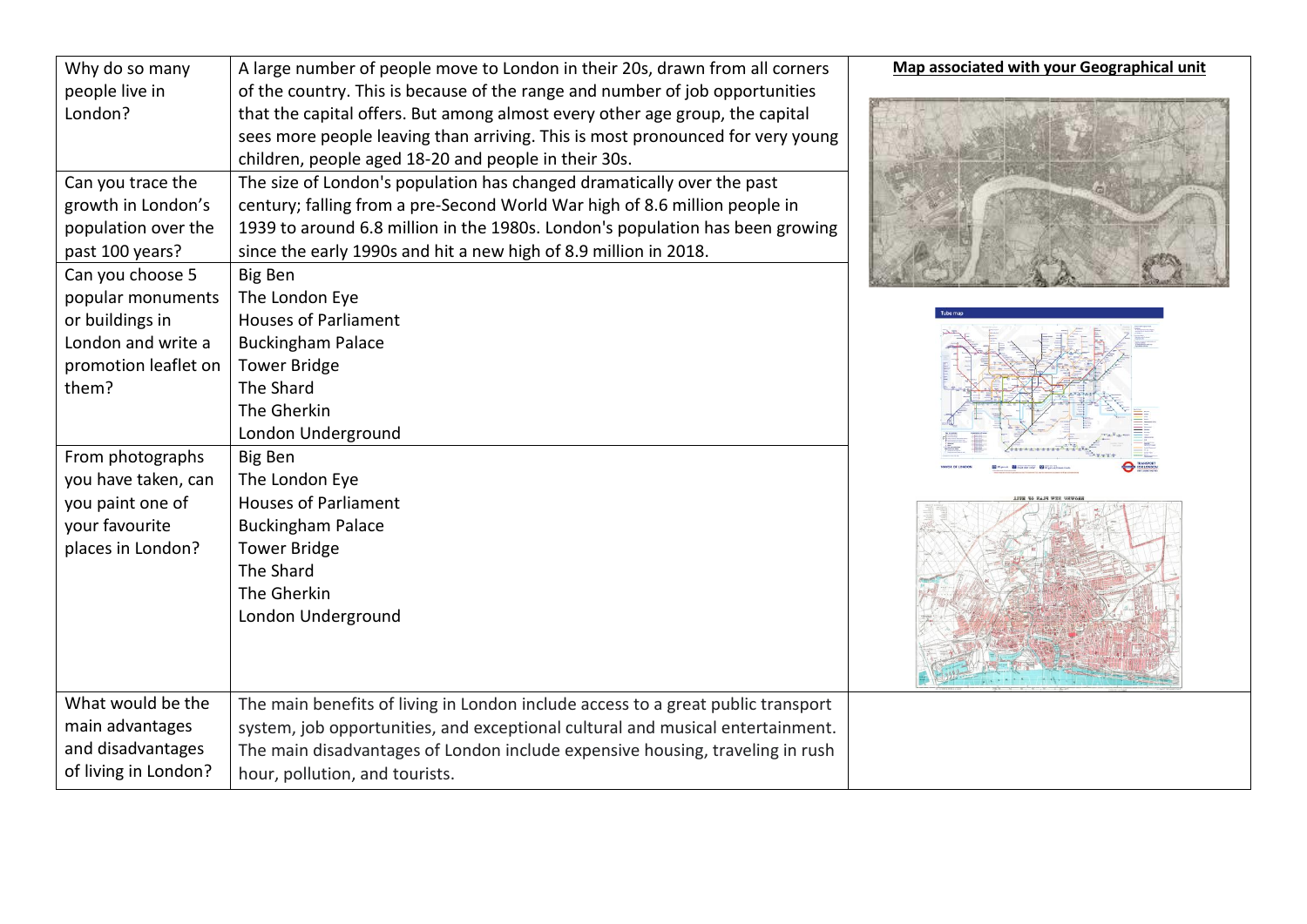| Why do so many people live in London? | A large number of people move to London in their 20s, drawn from all corners of the country. This is because of the range and number of job opportunities that the capital offers. But among almost every other age group, the capital sees more people leaving than arriving. This is most pronounced for very young children, people aged 18-20 and people in their 30s. | **Map associated with your Geographical unit** |
|---|---|---|
| Can you trace the growth in London's population over the past 100 years? | The size of London's population has changed dramatically over the past century; falling from a pre-Second World War high of 8.6 million people in 1939 to around 6.8 million in the 1980s. London's population has been growing since the early 1990s and hit a new high of 8.9 million in 2018. | |
| Can you choose 5 popular monuments or buildings in London and write a promotion leaflet on them? | Big Ben<br>The London Eye<br>Houses of Parliament<br>Buckingham Palace<br>Tower Bridge<br>The Shard<br>The Gherkin<br>London Underground | |
| From photographs you have taken, can you paint one of your favourite places in London? | Big Ben<br>The London Eye<br>Houses of Parliament<br>Buckingham Palace<br>Tower Bridge<br>The Shard<br>The Gherkin<br>London Underground | |
| What would be the main advantages and disadvantages of living in London? | The main benefits of living in London include access to a great public transport system, job opportunities, and exceptional cultural and musical entertainment. The main disadvantages of London include expensive housing, traveling in rush hour, pollution, and tourists. | |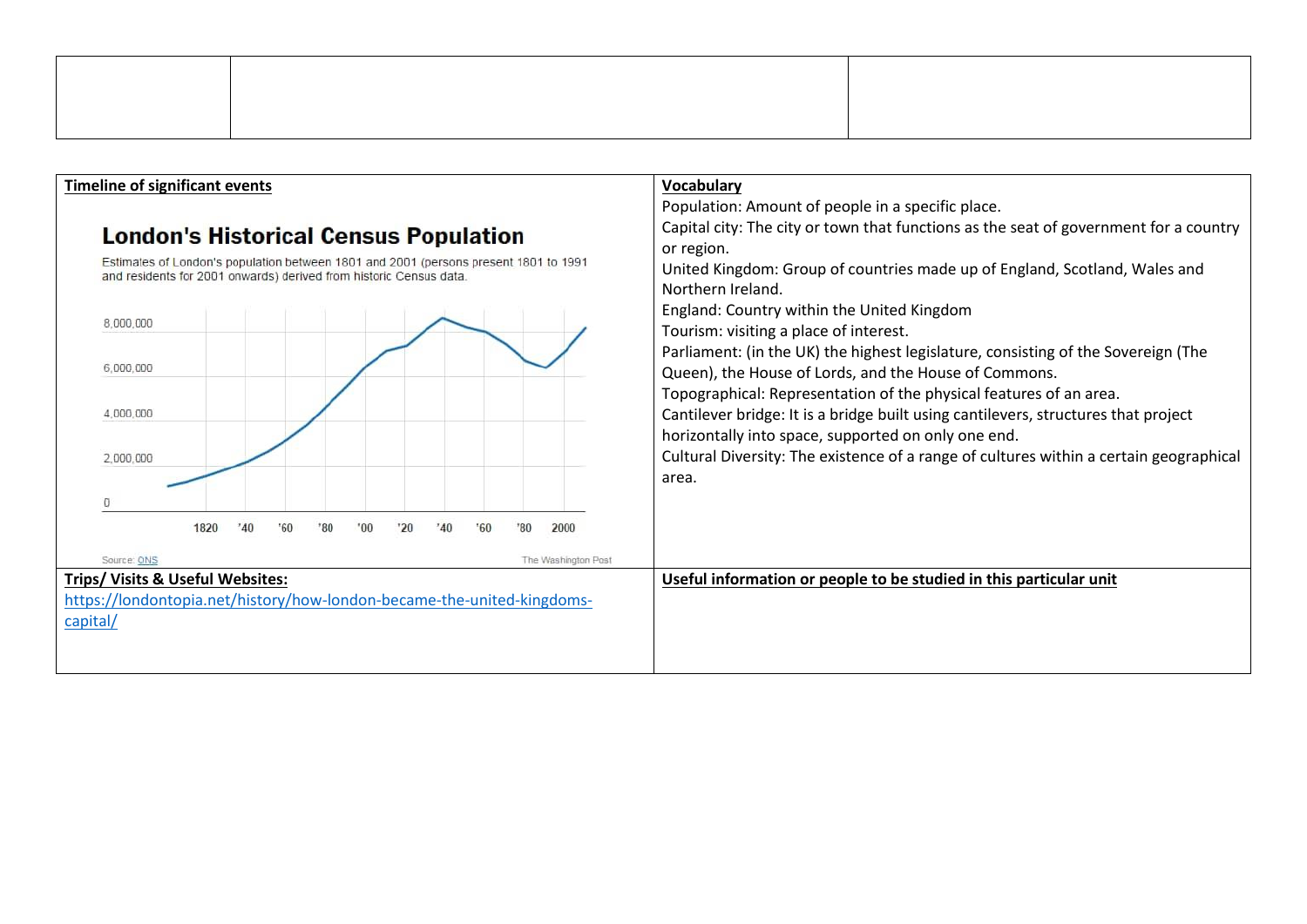| | | |
|---|---|---|
| | | |

**Timeline of significant events**

**London's Historical Census Population**

Estimates of London's population between 1801 and 2001 (persons present 1801 to 1991 and residents for 2001 onwards) derived from historic Census data.

8,000,000
6,000,000
4,000,000
2,000,000
0

1820 '40 '60 '80 '00 '20 '40 '60 '80 2000

Source: ONS

The Washington Post

**Vocabulary**

Population: Amount of people in a specific place.
Capital city: The city or town that functions as the seat of government for a country or region.
United Kingdom: Group of countries made up of England, Scotland, Wales and Northern Ireland.
England: Country within the United Kingdom
Tourism: visiting a place of interest.
Parliament: (in the UK) the highest legislature, consisting of the Sovereign (The Queen), the House of Lords, and the House of Commons.
Topographical: Representation of the physical features of an area.
Cantilever bridge: It is a bridge built using cantilevers, structures that project horizontally into space, supported on only one end.
Cultural Diversity: The existence of a range of cultures within a certain geographical area.

**Trips/ Visits & Useful Websites:**

https://londontopia.net/history/how-london-became-the-united-kingdoms-capital/

**Useful information or people to be studied in this particular unit**